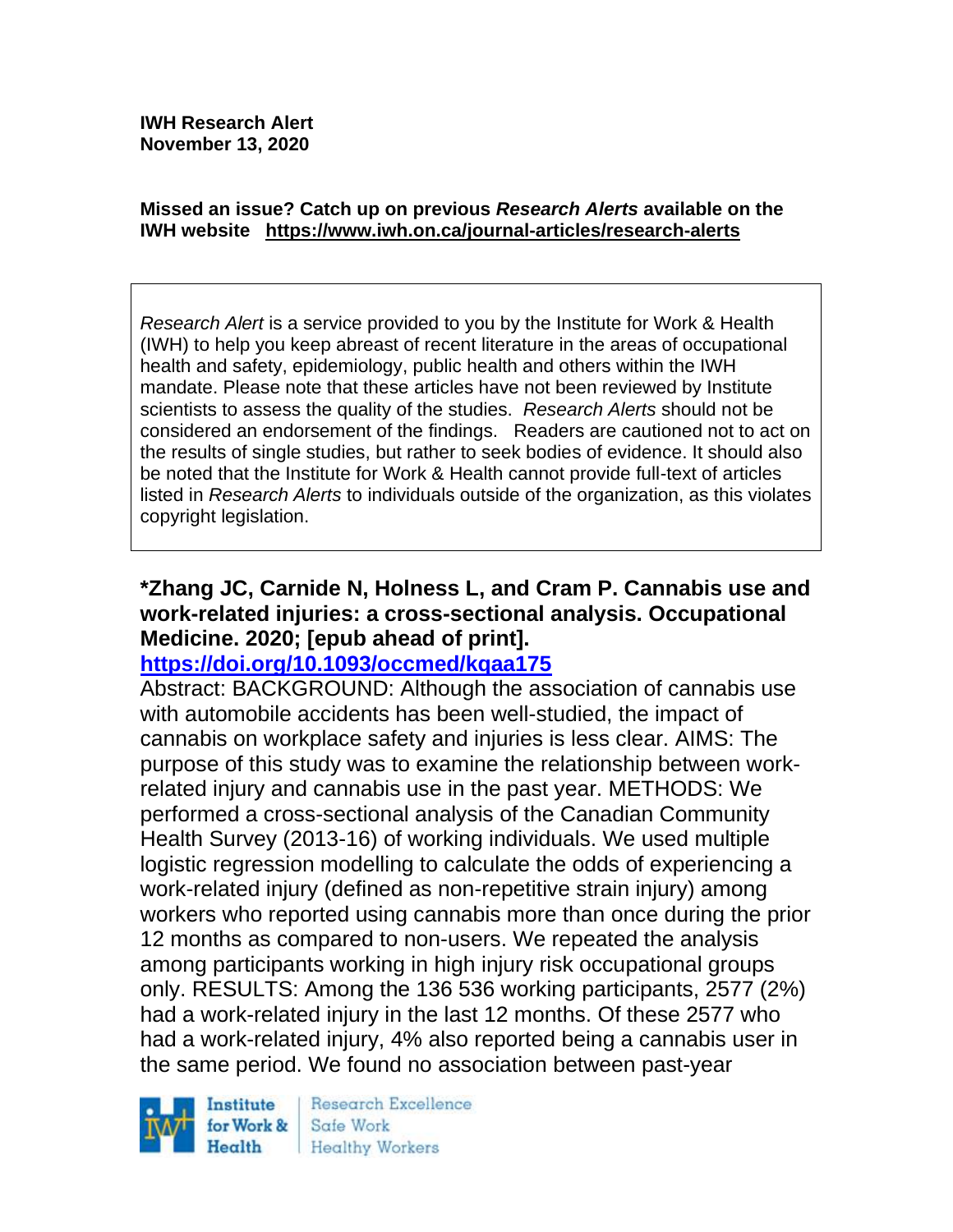**IWH Research Alert**
**November 13, 2020**

**Missed an issue? Catch up on previous *Research Alerts* available on the IWH website [https://www.iwh.on.ca/journal-articles/research-alerts](https://www.iwh.on.ca/journal-articles/research-alerts)**

> *Research Alert* is a service provided to you by the Institute for Work & Health (IWH) to help you keep abreast of recent literature in the areas of occupational health and safety, epidemiology, public health and others within the IWH mandate. Please note that these articles have not been reviewed by Institute scientists to assess the quality of the studies. *Research Alerts* should not be considered an endorsement of the findings. Readers are cautioned not to act on the results of single studies, but rather to seek bodies of evidence. It should also be noted that the Institute for Work & Health cannot provide full-text of articles listed in *Research Alerts* to individuals outside of the organization, as this violates copyright legislation.

**\*Zhang JC, Carnide N, Holness L, and Cram P. Cannabis use and work-related injuries: a cross-sectional analysis. Occupational Medicine. 2020; [epub ahead of print].**
**[https://doi.org/10.1093/occmed/kqaa175](https://doi.org/10.1093/occmed/kqaa175)**

Abstract: BACKGROUND: Although the association of cannabis use with automobile accidents has been well-studied, the impact of cannabis on workplace safety and injuries is less clear. AIMS: The purpose of this study was to examine the relationship between work-related injury and cannabis use in the past year. METHODS: We performed a cross-sectional analysis of the Canadian Community Health Survey (2013-16) of working individuals. We used multiple logistic regression modelling to calculate the odds of experiencing a work-related injury (defined as non-repetitive strain injury) among workers who reported using cannabis more than once during the prior 12 months as compared to non-users. We repeated the analysis among participants working in high injury risk occupational groups only. RESULTS: Among the 136 536 working participants, 2577 (2%) had a work-related injury in the last 12 months. Of these 2577 who had a work-related injury, 4% also reported being a cannabis user in the same period. We found no association between past-year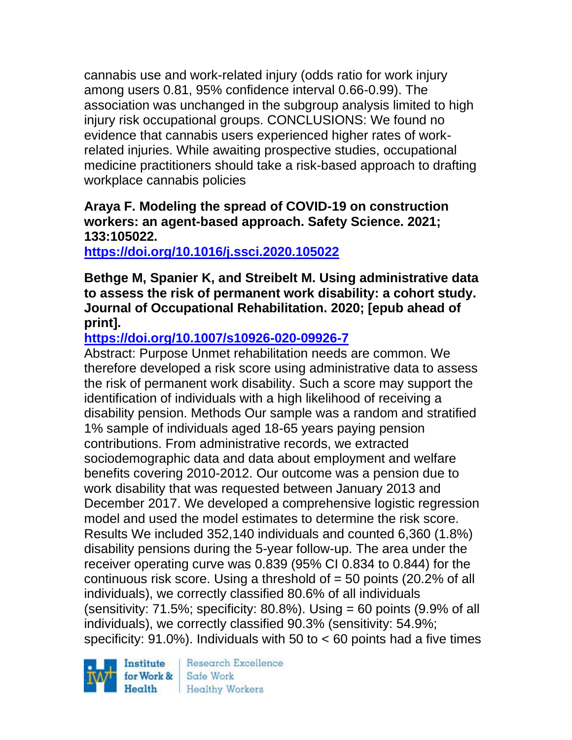cannabis use and work-related injury (odds ratio for work injury among users 0.81, 95% confidence interval 0.66-0.99). The association was unchanged in the subgroup analysis limited to high injury risk occupational groups. CONCLUSIONS: We found no evidence that cannabis users experienced higher rates of work-related injuries. While awaiting prospective studies, occupational medicine practitioners should take a risk-based approach to drafting workplace cannabis policies

**Araya F. Modeling the spread of COVID-19 on construction workers: an agent-based approach. Safety Science. 2021; 133:105022.**

**https://doi.org/10.1016/j.ssci.2020.105022**

**Bethge M, Spanier K, and Streibelt M. Using administrative data to assess the risk of permanent work disability: a cohort study. Journal of Occupational Rehabilitation. 2020; [epub ahead of print].**

**https://doi.org/10.1007/s10926-020-09926-7**

Abstract: Purpose Unmet rehabilitation needs are common. We therefore developed a risk score using administrative data to assess the risk of permanent work disability. Such a score may support the identification of individuals with a high likelihood of receiving a disability pension. Methods Our sample was a random and stratified 1% sample of individuals aged 18-65 years paying pension contributions. From administrative records, we extracted sociodemographic data and data about employment and welfare benefits covering 2010-2012. Our outcome was a pension due to work disability that was requested between January 2013 and December 2017. We developed a comprehensive logistic regression model and used the model estimates to determine the risk score. Results We included 352,140 individuals and counted 6,360 (1.8%) disability pensions during the 5-year follow-up. The area under the receiver operating curve was 0.839 (95% CI 0.834 to 0.844) for the continuous risk score. Using a threshold of = 50 points (20.2% of all individuals), we correctly classified 80.6% of all individuals (sensitivity: 71.5%; specificity: 80.8%). Using = 60 points (9.9% of all individuals), we correctly classified 90.3% (sensitivity: 54.9%; specificity: 91.0%). Individuals with 50 to < 60 points had a five times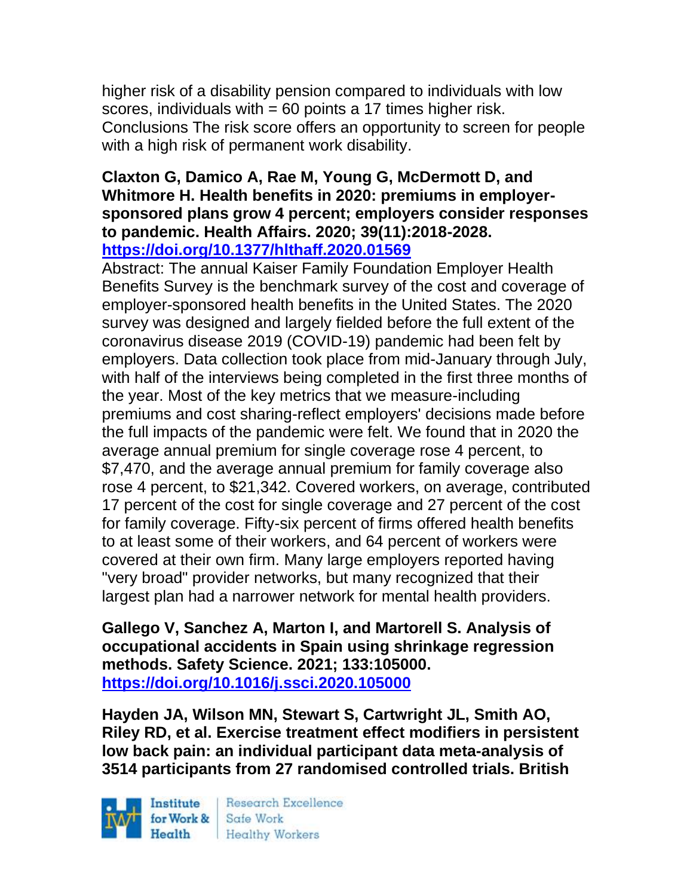higher risk of a disability pension compared to individuals with low scores, individuals with = 60 points a 17 times higher risk. Conclusions The risk score offers an opportunity to screen for people with a high risk of permanent work disability.

**Claxton G, Damico A, Rae M, Young G, McDermott D, and Whitmore H. Health benefits in 2020: premiums in employer-sponsored plans grow 4 percent; employers consider responses to pandemic. Health Affairs. 2020; 39(11):2018-2028. https://doi.org/10.1377/hlthaff.2020.01569**

Abstract: The annual Kaiser Family Foundation Employer Health Benefits Survey is the benchmark survey of the cost and coverage of employer-sponsored health benefits in the United States. The 2020 survey was designed and largely fielded before the full extent of the coronavirus disease 2019 (COVID-19) pandemic had been felt by employers. Data collection took place from mid-January through July, with half of the interviews being completed in the first three months of the year. Most of the key metrics that we measure-including premiums and cost sharing-reflect employers' decisions made before the full impacts of the pandemic were felt. We found that in 2020 the average annual premium for single coverage rose 4 percent, to $7,470, and the average annual premium for family coverage also rose 4 percent, to $21,342. Covered workers, on average, contributed 17 percent of the cost for single coverage and 27 percent of the cost for family coverage. Fifty-six percent of firms offered health benefits to at least some of their workers, and 64 percent of workers were covered at their own firm. Many large employers reported having "very broad" provider networks, but many recognized that their largest plan had a narrower network for mental health providers.

**Gallego V, Sanchez A, Marton I, and Martorell S. Analysis of occupational accidents in Spain using shrinkage regression methods. Safety Science. 2021; 133:105000. https://doi.org/10.1016/j.ssci.2020.105000**

**Hayden JA, Wilson MN, Stewart S, Cartwright JL, Smith AO, Riley RD, et al. Exercise treatment effect modifiers in persistent low back pain: an individual participant data meta-analysis of 3514 participants from 27 randomised controlled trials. British**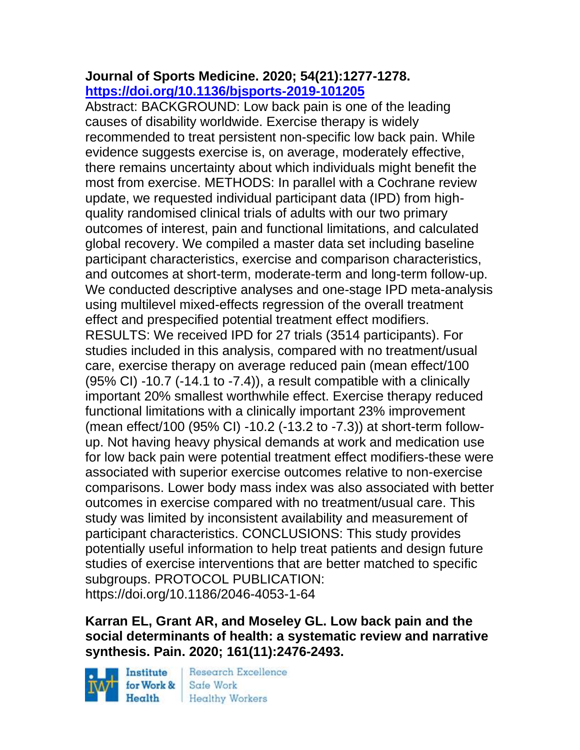**Journal of Sports Medicine. 2020; 54(21):1277-1278.**
**https://doi.org/10.1136/bjsports-2019-101205**

Abstract: BACKGROUND: Low back pain is one of the leading causes of disability worldwide. Exercise therapy is widely recommended to treat persistent non-specific low back pain. While evidence suggests exercise is, on average, moderately effective, there remains uncertainty about which individuals might benefit the most from exercise. METHODS: In parallel with a Cochrane review update, we requested individual participant data (IPD) from high-quality randomised clinical trials of adults with our two primary outcomes of interest, pain and functional limitations, and calculated global recovery. We compiled a master data set including baseline participant characteristics, exercise and comparison characteristics, and outcomes at short-term, moderate-term and long-term follow-up. We conducted descriptive analyses and one-stage IPD meta-analysis using multilevel mixed-effects regression of the overall treatment effect and prespecified potential treatment effect modifiers. RESULTS: We received IPD for 27 trials (3514 participants). For studies included in this analysis, compared with no treatment/usual care, exercise therapy on average reduced pain (mean effect/100 (95% CI) -10.7 (-14.1 to -7.4)), a result compatible with a clinically important 20% smallest worthwhile effect. Exercise therapy reduced functional limitations with a clinically important 23% improvement (mean effect/100 (95% CI) -10.2 (-13.2 to -7.3)) at short-term follow-up. Not having heavy physical demands at work and medication use for low back pain were potential treatment effect modifiers-these were associated with superior exercise outcomes relative to non-exercise comparisons. Lower body mass index was also associated with better outcomes in exercise compared with no treatment/usual care. This study was limited by inconsistent availability and measurement of participant characteristics. CONCLUSIONS: This study provides potentially useful information to help treat patients and design future studies of exercise interventions that are better matched to specific subgroups. PROTOCOL PUBLICATION: https://doi.org/10.1186/2046-4053-1-64

**Karran EL, Grant AR, and Moseley GL. Low back pain and the social determinants of health: a systematic review and narrative synthesis. Pain. 2020; 161(11):2476-2493.**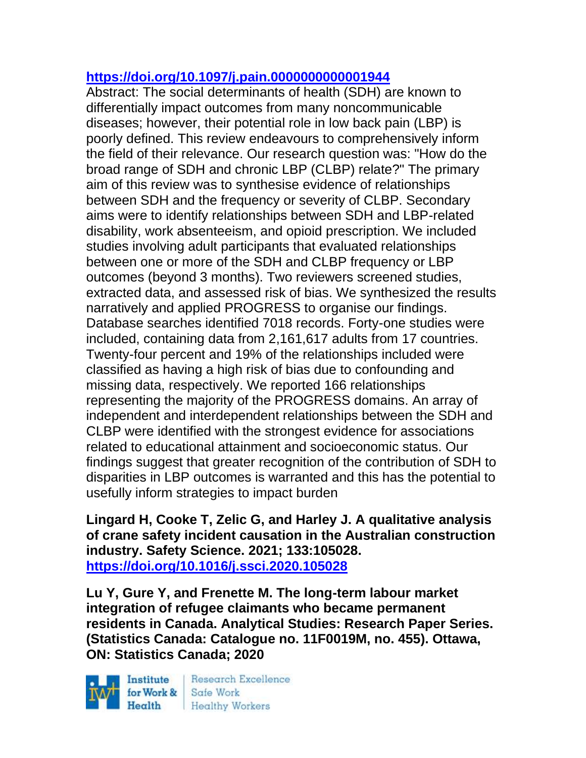https://doi.org/10.1097/j.pain.0000000000001944

Abstract: The social determinants of health (SDH) are known to differentially impact outcomes from many noncommunicable diseases; however, their potential role in low back pain (LBP) is poorly defined. This review endeavours to comprehensively inform the field of their relevance. Our research question was: "How do the broad range of SDH and chronic LBP (CLBP) relate?" The primary aim of this review was to synthesise evidence of relationships between SDH and the frequency or severity of CLBP. Secondary aims were to identify relationships between SDH and LBP-related disability, work absenteeism, and opioid prescription. We included studies involving adult participants that evaluated relationships between one or more of the SDH and CLBP frequency or LBP outcomes (beyond 3 months). Two reviewers screened studies, extracted data, and assessed risk of bias. We synthesized the results narratively and applied PROGRESS to organise our findings. Database searches identified 7018 records. Forty-one studies were included, containing data from 2,161,617 adults from 17 countries. Twenty-four percent and 19% of the relationships included were classified as having a high risk of bias due to confounding and missing data, respectively. We reported 166 relationships representing the majority of the PROGRESS domains. An array of independent and interdependent relationships between the SDH and CLBP were identified with the strongest evidence for associations related to educational attainment and socioeconomic status. Our findings suggest that greater recognition of the contribution of SDH to disparities in LBP outcomes is warranted and this has the potential to usefully inform strategies to impact burden

**Lingard H, Cooke T, Zelic G, and Harley J. A qualitative analysis of crane safety incident causation in the Australian construction industry. Safety Science. 2021; 133:105028.**
https://doi.org/10.1016/j.ssci.2020.105028

**Lu Y, Gure Y, and Frenette M. The long-term labour market integration of refugee claimants who became permanent residents in Canada. Analytical Studies: Research Paper Series. (Statistics Canada: Catalogue no. 11F0019M, no. 455). Ottawa, ON: Statistics Canada; 2020**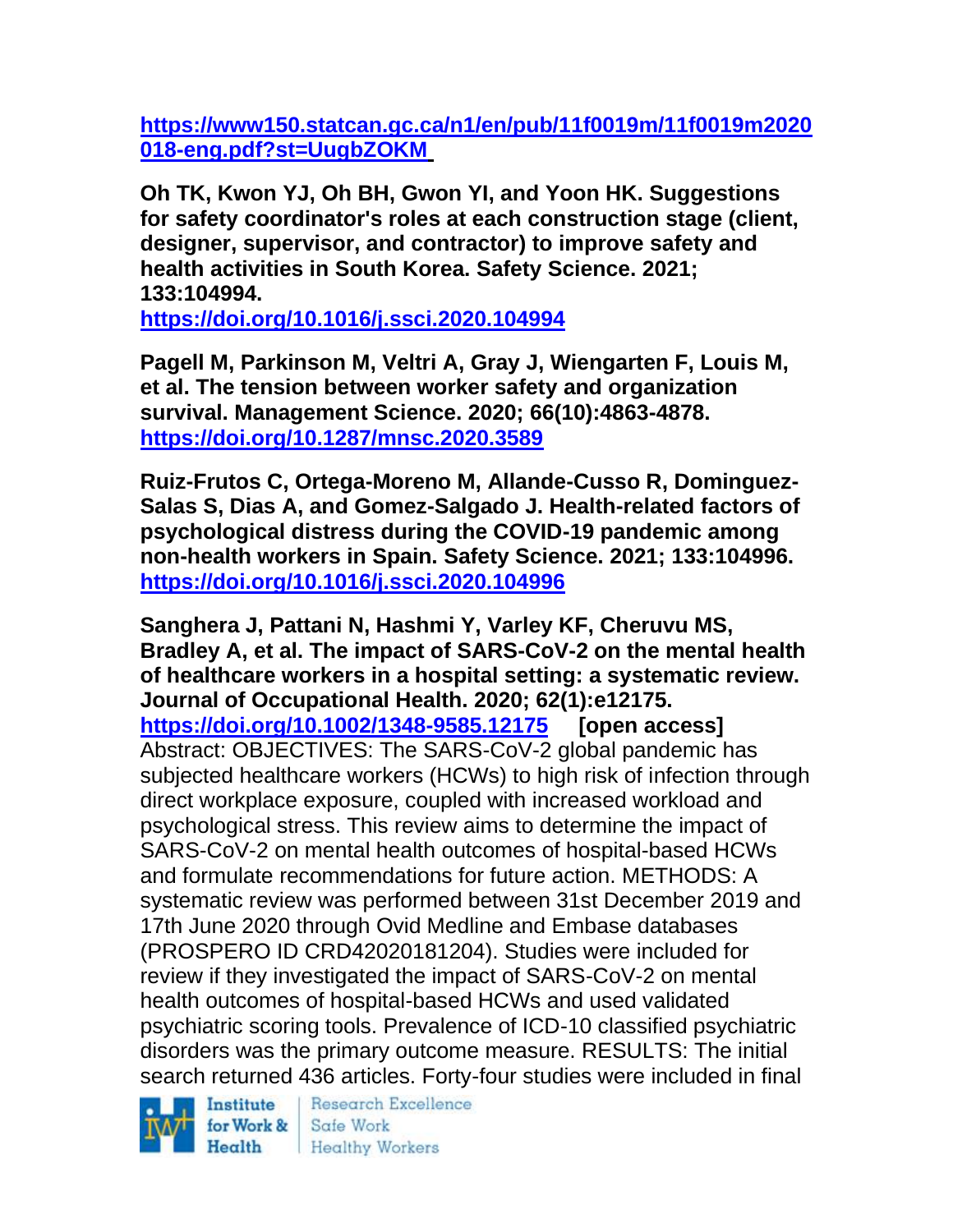https://www150.statcan.gc.ca/n1/en/pub/11f0019m/11f0019m2020018-eng.pdf?st=UugbZOKM

**Oh TK, Kwon YJ, Oh BH, Gwon YI, and Yoon HK. Suggestions for safety coordinator's roles at each construction stage (client, designer, supervisor, and contractor) to improve safety and health activities in South Korea. Safety Science. 2021; 133:104994.**
https://doi.org/10.1016/j.ssci.2020.104994

**Pagell M, Parkinson M, Veltri A, Gray J, Wiengarten F, Louis M, et al. The tension between worker safety and organization survival. Management Science. 2020; 66(10):4863-4878.**
https://doi.org/10.1287/mnsc.2020.3589

**Ruiz-Frutos C, Ortega-Moreno M, Allande-Cusso R, Dominguez-Salas S, Dias A, and Gomez-Salgado J. Health-related factors of psychological distress during the COVID-19 pandemic among non-health workers in Spain. Safety Science. 2021; 133:104996.**
https://doi.org/10.1016/j.ssci.2020.104996

**Sanghera J, Pattani N, Hashmi Y, Varley KF, Cheruvu MS, Bradley A, et al. The impact of SARS-CoV-2 on the mental health of healthcare workers in a hospital setting: a systematic review. Journal of Occupational Health. 2020; 62(1):e12175.**
https://doi.org/10.1002/1348-9585.12175 **[open access]**
Abstract: OBJECTIVES: The SARS-CoV-2 global pandemic has subjected healthcare workers (HCWs) to high risk of infection through direct workplace exposure, coupled with increased workload and psychological stress. This review aims to determine the impact of SARS-CoV-2 on mental health outcomes of hospital-based HCWs and formulate recommendations for future action. METHODS: A systematic review was performed between 31st December 2019 and 17th June 2020 through Ovid Medline and Embase databases (PROSPERO ID CRD42020181204). Studies were included for review if they investigated the impact of SARS-CoV-2 on mental health outcomes of hospital-based HCWs and used validated psychiatric scoring tools. Prevalence of ICD-10 classified psychiatric disorders was the primary outcome measure. RESULTS: The initial search returned 436 articles. Forty-four studies were included in final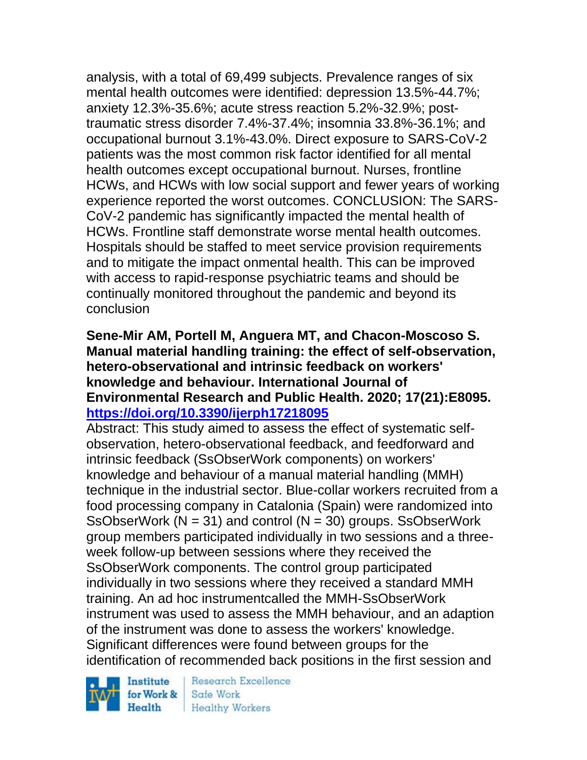analysis, with a total of 69,499 subjects. Prevalence ranges of six mental health outcomes were identified: depression 13.5%-44.7%; anxiety 12.3%-35.6%; acute stress reaction 5.2%-32.9%; post-traumatic stress disorder 7.4%-37.4%; insomnia 33.8%-36.1%; and occupational burnout 3.1%-43.0%. Direct exposure to SARS-CoV-2 patients was the most common risk factor identified for all mental health outcomes except occupational burnout. Nurses, frontline HCWs, and HCWs with low social support and fewer years of working experience reported the worst outcomes. CONCLUSION: The SARS-CoV-2 pandemic has significantly impacted the mental health of HCWs. Frontline staff demonstrate worse mental health outcomes. Hospitals should be staffed to meet service provision requirements and to mitigate the impact onmental health. This can be improved with access to rapid-response psychiatric teams and should be continually monitored throughout the pandemic and beyond its conclusion

**Sene-Mir AM, Portell M, Anguera MT, and Chacon-Moscoso S. Manual material handling training: the effect of self-observation, hetero-observational and intrinsic feedback on workers' knowledge and behaviour. International Journal of Environmental Research and Public Health. 2020; 17(21):E8095. https://doi.org/10.3390/ijerph17218095**

Abstract: This study aimed to assess the effect of systematic self-observation, hetero-observational feedback, and feedforward and intrinsic feedback (SsObserWork components) on workers' knowledge and behaviour of a manual material handling (MMH) technique in the industrial sector. Blue-collar workers recruited from a food processing company in Catalonia (Spain) were randomized into SsObserWork (N = 31) and control (N = 30) groups. SsObserWork group members participated individually in two sessions and a three-week follow-up between sessions where they received the SsObserWork components. The control group participated individually in two sessions where they received a standard MMH training. An ad hoc instrumentcalled the MMH-SsObserWork instrument was used to assess the MMH behaviour, and an adaption of the instrument was done to assess the workers' knowledge. Significant differences were found between groups for the identification of recommended back positions in the first session and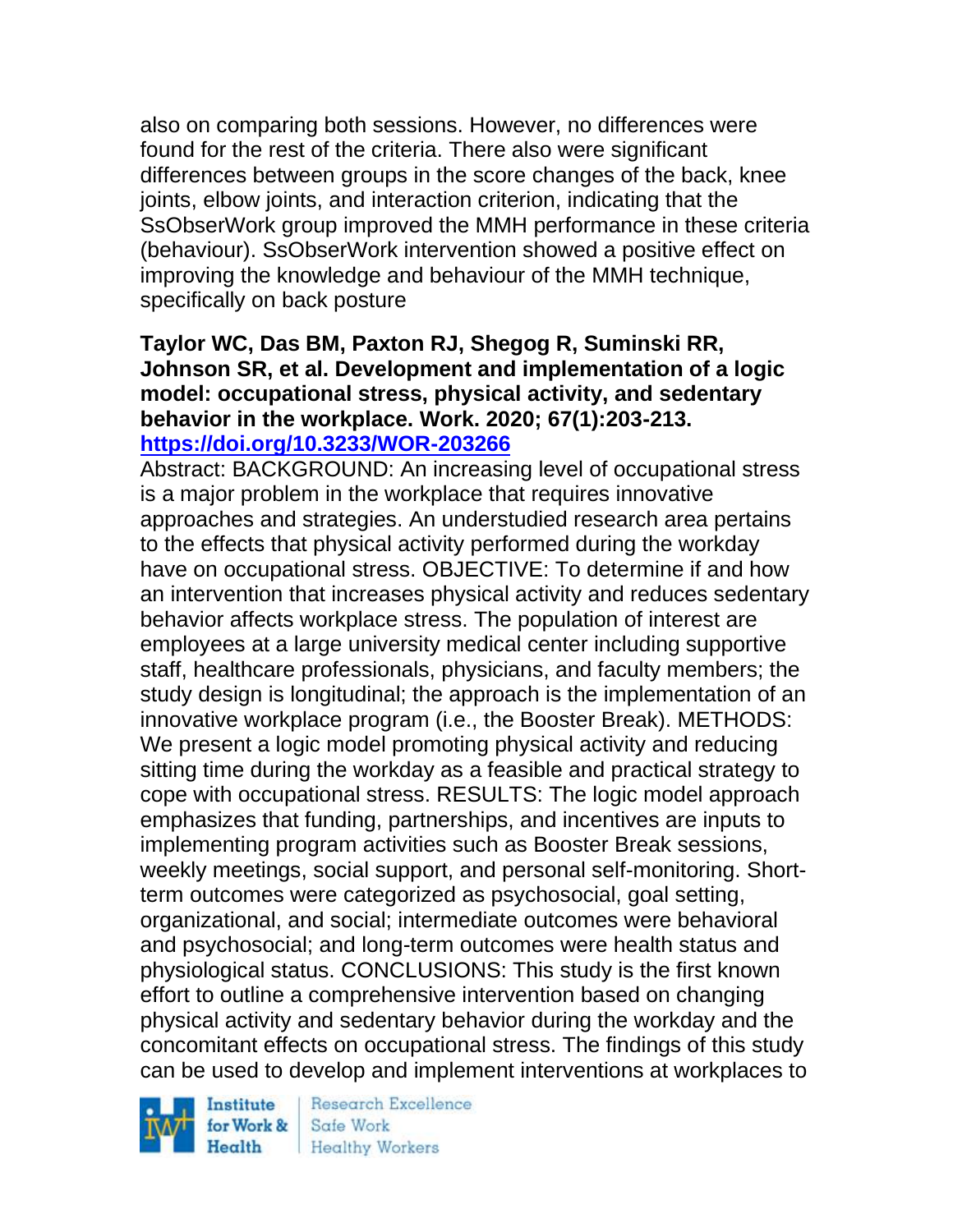also on comparing both sessions. However, no differences were found for the rest of the criteria. There also were significant differences between groups in the score changes of the back, knee joints, elbow joints, and interaction criterion, indicating that the SsObserWork group improved the MMH performance in these criteria (behaviour). SsObserWork intervention showed a positive effect on improving the knowledge and behaviour of the MMH technique, specifically on back posture

**Taylor WC, Das BM, Paxton RJ, Shegog R, Suminski RR, Johnson SR, et al. Development and implementation of a logic model: occupational stress, physical activity, and sedentary behavior in the workplace. Work. 2020; 67(1):203-213. https://doi.org/10.3233/WOR-203266**

Abstract: BACKGROUND: An increasing level of occupational stress is a major problem in the workplace that requires innovative approaches and strategies. An understudied research area pertains to the effects that physical activity performed during the workday have on occupational stress. OBJECTIVE: To determine if and how an intervention that increases physical activity and reduces sedentary behavior affects workplace stress. The population of interest are employees at a large university medical center including supportive staff, healthcare professionals, physicians, and faculty members; the study design is longitudinal; the approach is the implementation of an innovative workplace program (i.e., the Booster Break). METHODS: We present a logic model promoting physical activity and reducing sitting time during the workday as a feasible and practical strategy to cope with occupational stress. RESULTS: The logic model approach emphasizes that funding, partnerships, and incentives are inputs to implementing program activities such as Booster Break sessions, weekly meetings, social support, and personal self-monitoring. Short-term outcomes were categorized as psychosocial, goal setting, organizational, and social; intermediate outcomes were behavioral and psychosocial; and long-term outcomes were health status and physiological status. CONCLUSIONS: This study is the first known effort to outline a comprehensive intervention based on changing physical activity and sedentary behavior during the workday and the concomitant effects on occupational stress. The findings of this study can be used to develop and implement interventions at workplaces to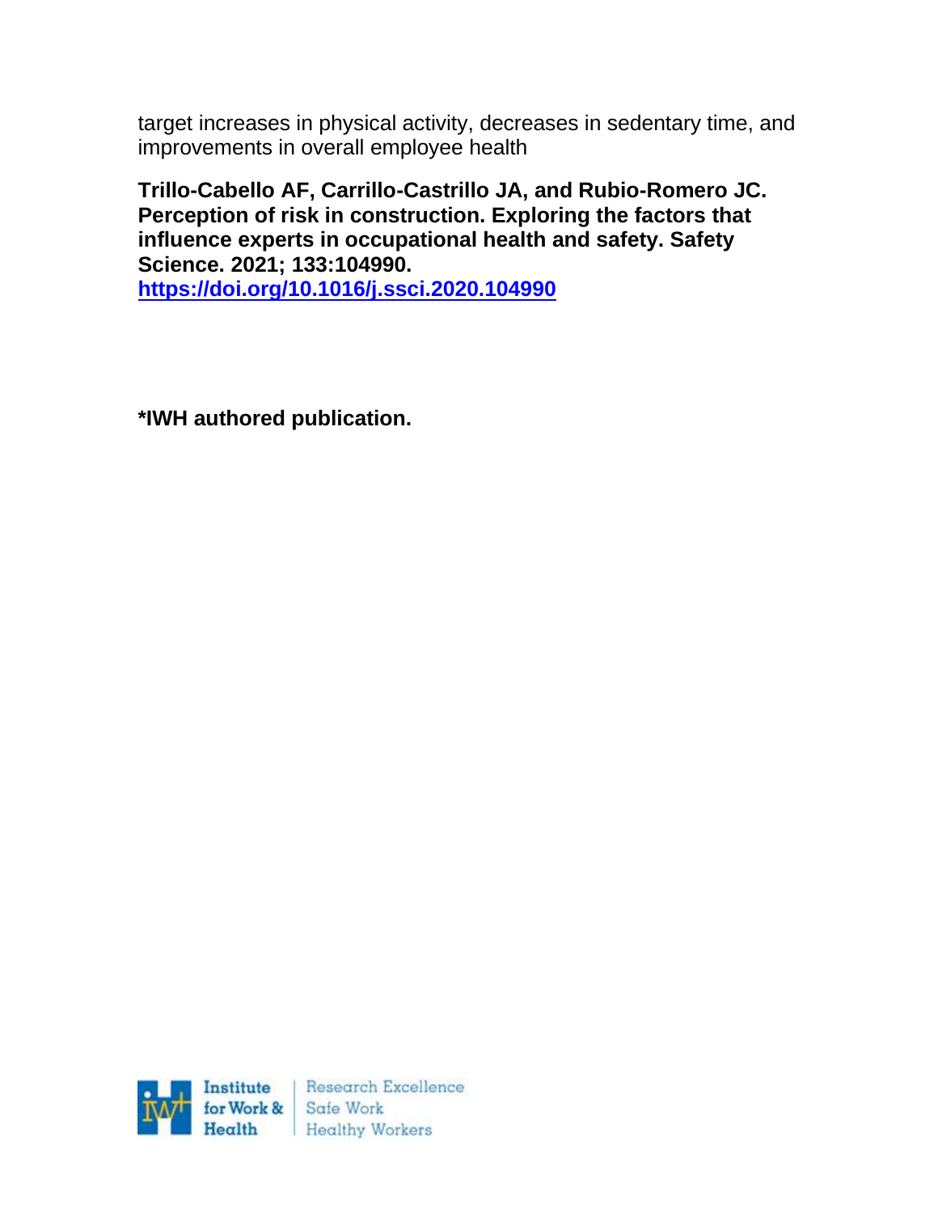target increases in physical activity, decreases in sedentary time, and improvements in overall employee health

**Trillo-Cabello AF, Carrillo-Castrillo JA, and Rubio-Romero JC. Perception of risk in construction. Exploring the factors that influence experts in occupational health and safety. Safety Science. 2021; 133:104990.**
**https://doi.org/10.1016/j.ssci.2020.104990**

***IWH authored publication.**

Institute for Work & Health | Research Excellence Safe Work Healthy Workers